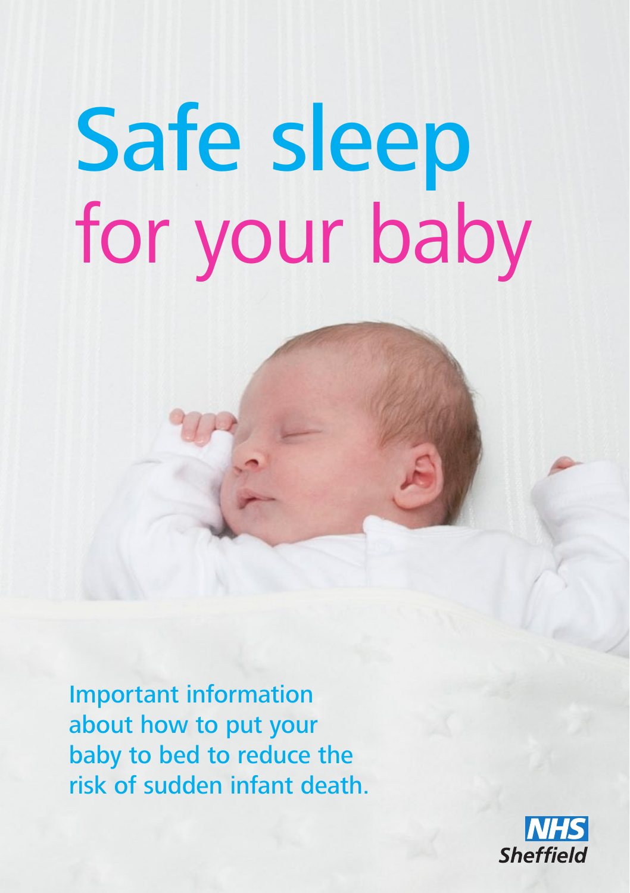# Safe sleep for your baby

Important information about how to put your baby to bed to reduce the risk of sudden infant death.

NHS Sheffield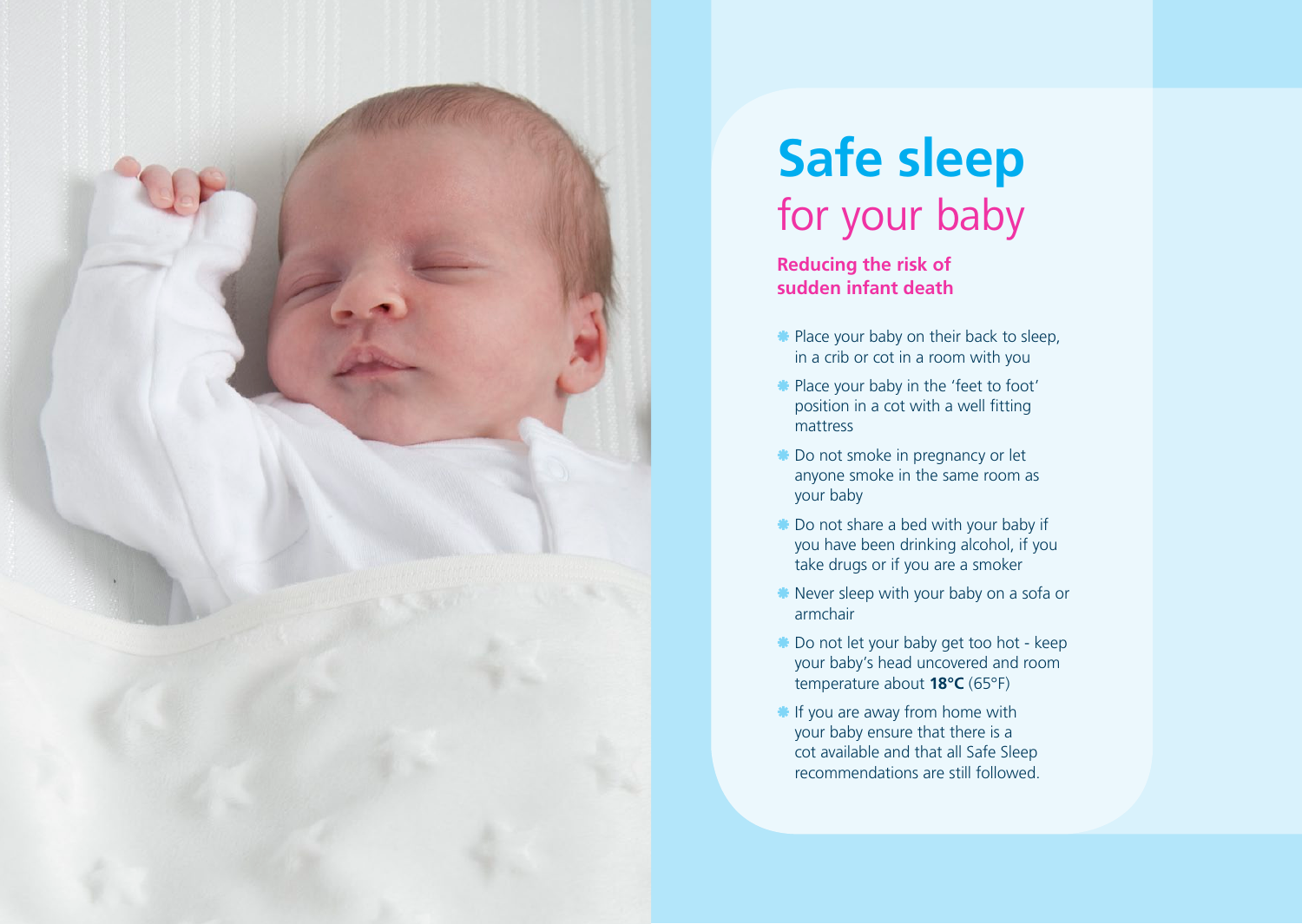# Safe sleep
## for your baby

**Reducing the risk of sudden infant death**

- Place your baby on their back to sleep, in a crib or cot in a room with you
- Place your baby in the 'feet to foot' position in a cot with a well fitting mattress
- Do not smoke in pregnancy or let anyone smoke in the same room as your baby
- Do not share a bed with your baby if you have been drinking alcohol, if you take drugs or if you are a smoker
- Never sleep with your baby on a sofa or armchair
- Do not let your baby get too hot - keep your baby's head uncovered and room temperature about **18°C** (65°F)
- If you are away from home with your baby ensure that there is a cot available and that all Safe Sleep recommendations are still followed.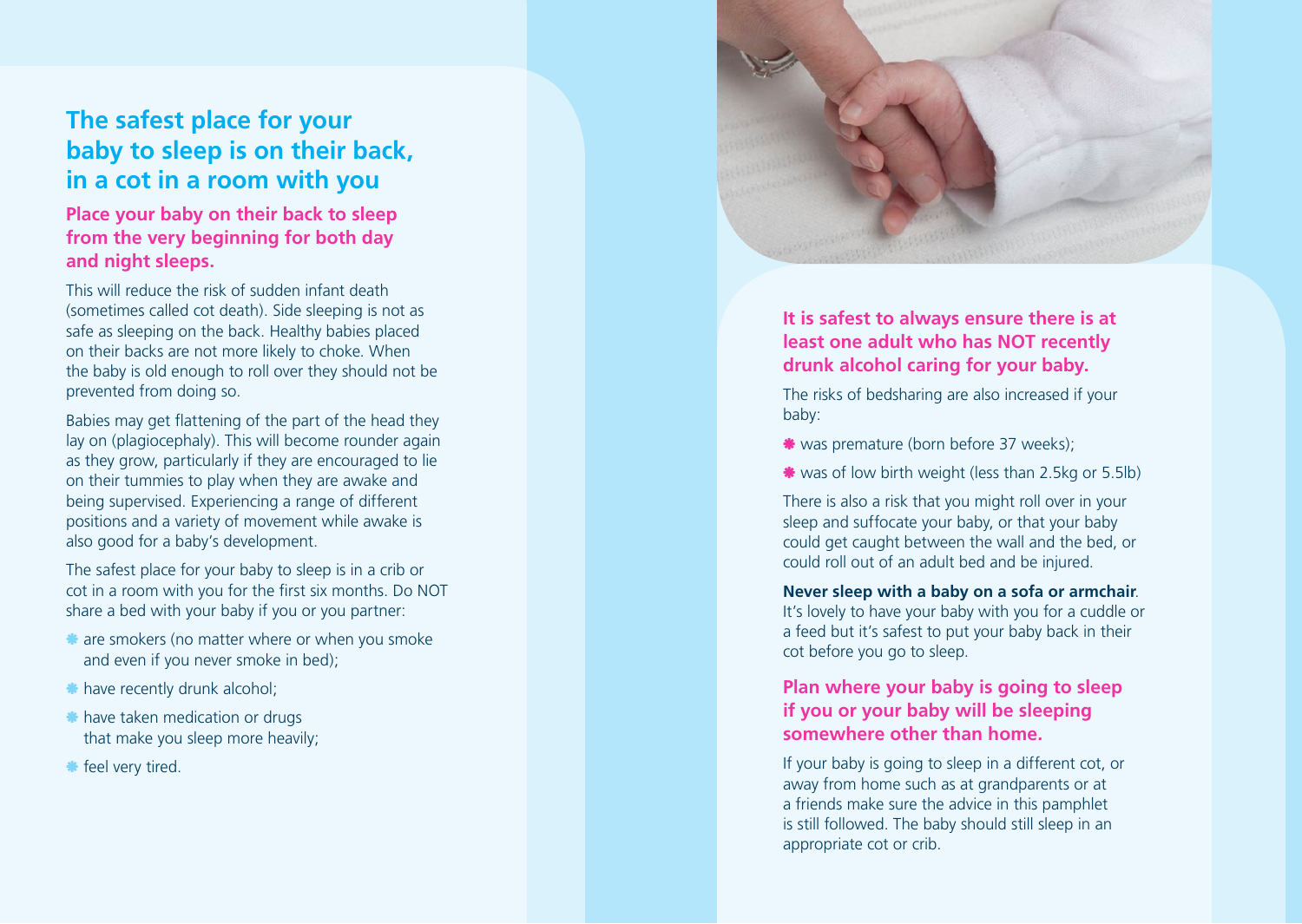## The safest place for your baby to sleep is on their back, in a cot in a room with you

### Place your baby on their back to sleep from the very beginning for both day and night sleeps.

This will reduce the risk of sudden infant death (sometimes called cot death). Side sleeping is not as safe as sleeping on the back. Healthy babies placed on their backs are not more likely to choke. When the baby is old enough to roll over they should not be prevented from doing so.

Babies may get flattening of the part of the head they lay on (plagiocephaly). This will become rounder again as they grow, particularly if they are encouraged to lie on their tummies to play when they are awake and being supervised. Experiencing a range of different positions and a variety of movement while awake is also good for a baby's development.

The safest place for your baby to sleep is in a crib or cot in a room with you for the first six months. Do NOT share a bed with your baby if you or you partner:

- are smokers (no matter where or when you smoke and even if you never smoke in bed);
- have recently drunk alcohol;
- have taken medication or drugs that make you sleep more heavily;
- feel very tired.

### It is safest to always ensure there is at least one adult who has NOT recently drunk alcohol caring for your baby.

The risks of bedsharing are also increased if your baby:

- was premature (born before 37 weeks);
- was of low birth weight (less than 2.5kg or 5.5lb)

There is also a risk that you might roll over in your sleep and suffocate your baby, or that your baby could get caught between the wall and the bed, or could roll out of an adult bed and be injured.

**Never sleep with a baby on a sofa or armchair**. It's lovely to have your baby with you for a cuddle or a feed but it's safest to put your baby back in their cot before you go to sleep.

### Plan where your baby is going to sleep if you or your baby will be sleeping somewhere other than home.

If your baby is going to sleep in a different cot, or away from home such as at grandparents or at a friends make sure the advice in this pamphlet is still followed. The baby should still sleep in an appropriate cot or crib.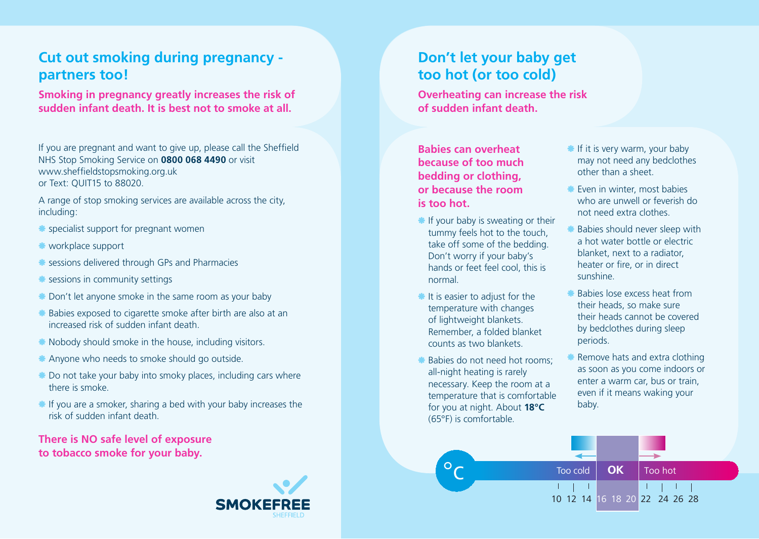## Cut out smoking during pregnancy - partners too!

**Smoking in pregnancy greatly increases the risk of sudden infant death. It is best not to smoke at all.**

If you are pregnant and want to give up, please call the Sheffield NHS Stop Smoking Service on **0800 068 4490** or visit www.sheffieldstopsmoking.org.uk or Text: QUIT15 to 88020.

A range of stop smoking services are available across the city, including:

- specialist support for pregnant women
- workplace support
- sessions delivered through GPs and Pharmacies
- sessions in community settings
- Don't let anyone smoke in the same room as your baby
- Babies exposed to cigarette smoke after birth are also at an increased risk of sudden infant death.
- Nobody should smoke in the house, including visitors.
- Anyone who needs to smoke should go outside.
- Do not take your baby into smoky places, including cars where there is smoke.
- If you are a smoker, sharing a bed with your baby increases the risk of sudden infant death.

**There is NO safe level of exposure to tobacco smoke for your baby.**

SMOKEFREE SHEFFIELD

## Don't let your baby get too hot (or too cold)

**Overheating can increase the risk of sudden infant death.**

**Babies can overheat because of too much bedding or clothing, or because the room is too hot.**

- If your baby is sweating or their tummy feels hot to the touch, take off some of the bedding. Don't worry if your baby's hands or feet feel cool, this is normal.
- It is easier to adjust for the temperature with changes of lightweight blankets. Remember, a folded blanket counts as two blankets.
- Babies do not need hot rooms; all-night heating is rarely necessary. Keep the room at a temperature that is comfortable for you at night. About **18°C** (65°F) is comfortable.
- If it is very warm, your baby may not need any bedclothes other than a sheet.
- Even in winter, most babies who are unwell or feverish do not need extra clothes.
- Babies should never sleep with a hot water bottle or electric blanket, next to a radiator, heater or fire, or in direct sunshine.
- Babies lose excess heat from their heads, so make sure their heads cannot be covered by bedclothes during sleep periods.
- Remove hats and extra clothing as soon as you come indoors or enter a warm car, bus or train, even if it means waking your baby.

°C

| Too cold | OK | Too hot |
|---|---|---|
| 10 12 14 | 16 18 20 | 22 24 26 28 |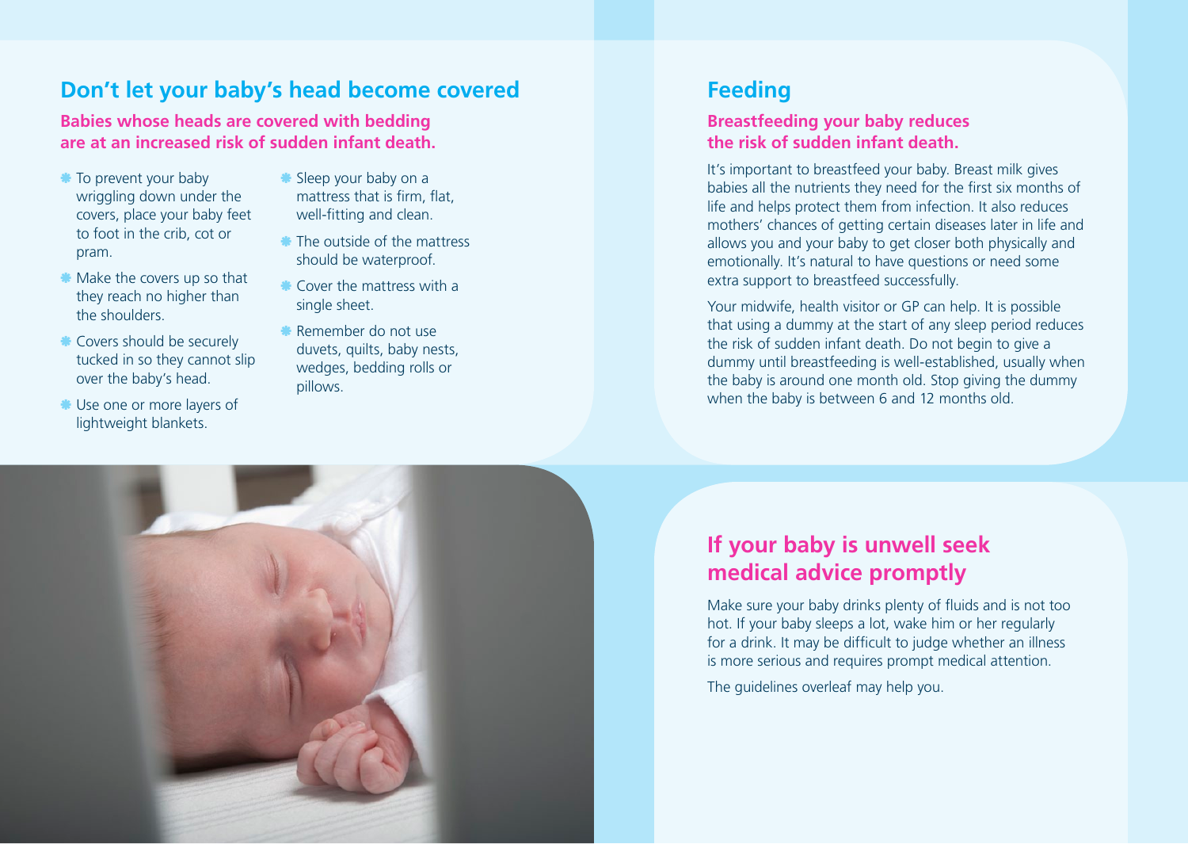## Don't let your baby's head become covered

**Babies whose heads are covered with bedding are at an increased risk of sudden infant death.**

- To prevent your baby wriggling down under the covers, place your baby feet to foot in the crib, cot or pram.
- Make the covers up so that they reach no higher than the shoulders.
- Covers should be securely tucked in so they cannot slip over the baby's head.
- Use one or more layers of lightweight blankets.
- Sleep your baby on a mattress that is firm, flat, well-fitting and clean.
- The outside of the mattress should be waterproof.
- Cover the mattress with a single sheet.
- Remember do not use duvets, quilts, baby nests, wedges, bedding rolls or pillows.

## Feeding

**Breastfeeding your baby reduces the risk of sudden infant death.**

It's important to breastfeed your baby. Breast milk gives babies all the nutrients they need for the first six months of life and helps protect them from infection. It also reduces mothers' chances of getting certain diseases later in life and allows you and your baby to get closer both physically and emotionally. It's natural to have questions or need some extra support to breastfeed successfully.

Your midwife, health visitor or GP can help. It is possible that using a dummy at the start of any sleep period reduces the risk of sudden infant death. Do not begin to give a dummy until breastfeeding is well-established, usually when the baby is around one month old. Stop giving the dummy when the baby is between 6 and 12 months old.

## If your baby is unwell seek medical advice promptly

Make sure your baby drinks plenty of fluids and is not too hot. If your baby sleeps a lot, wake him or her regularly for a drink. It may be difficult to judge whether an illness is more serious and requires prompt medical attention.

The guidelines overleaf may help you.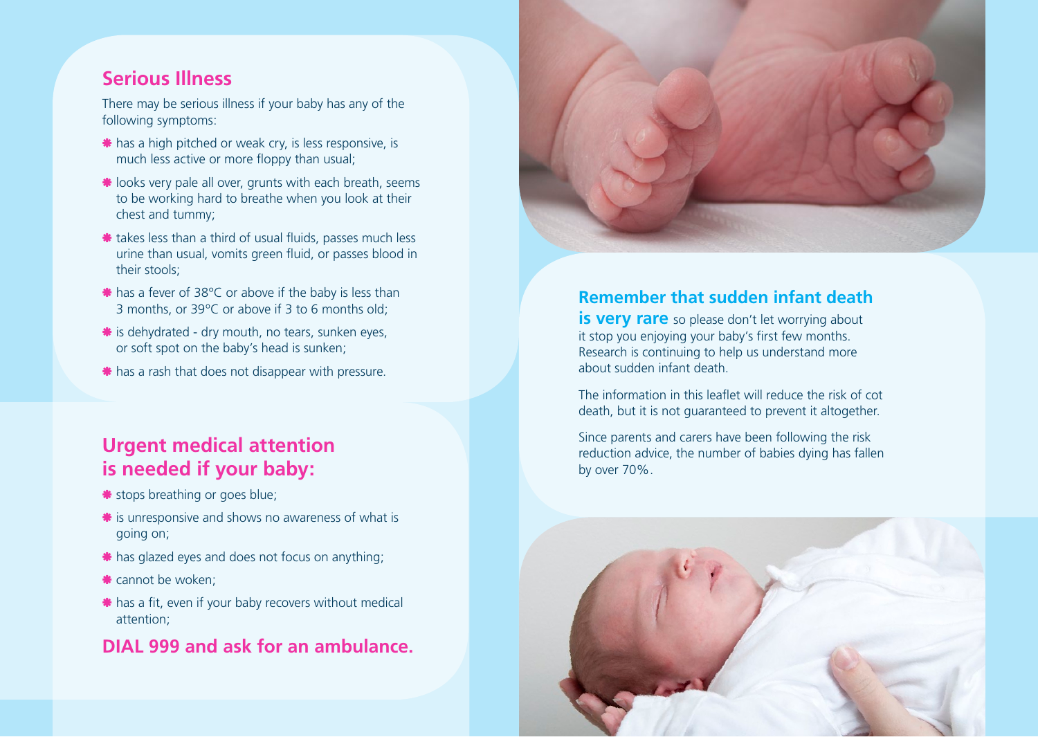## Serious Illness

There may be serious illness if your baby has any of the following symptoms:

- has a high pitched or weak cry, is less responsive, is much less active or more floppy than usual;
- looks very pale all over, grunts with each breath, seems to be working hard to breathe when you look at their chest and tummy;
- takes less than a third of usual fluids, passes much less urine than usual, vomits green fluid, or passes blood in their stools;
- has a fever of 38°C or above if the baby is less than 3 months, or 39°C or above if 3 to 6 months old;
- is dehydrated - dry mouth, no tears, sunken eyes, or soft spot on the baby's head is sunken;
- has a rash that does not disappear with pressure.

## Urgent medical attention is needed if your baby:

- stops breathing or goes blue;
- is unresponsive and shows no awareness of what is going on;
- has glazed eyes and does not focus on anything;
- cannot be woken;
- has a fit, even if your baby recovers without medical attention;

**DIAL 999 and ask for an ambulance.**

**Remember that sudden infant death is very rare** so please don't let worrying about it stop you enjoying your baby's first few months. Research is continuing to help us understand more about sudden infant death.

The information in this leaflet will reduce the risk of cot death, but it is not guaranteed to prevent it altogether.

Since parents and carers have been following the risk reduction advice, the number of babies dying has fallen by over 70%.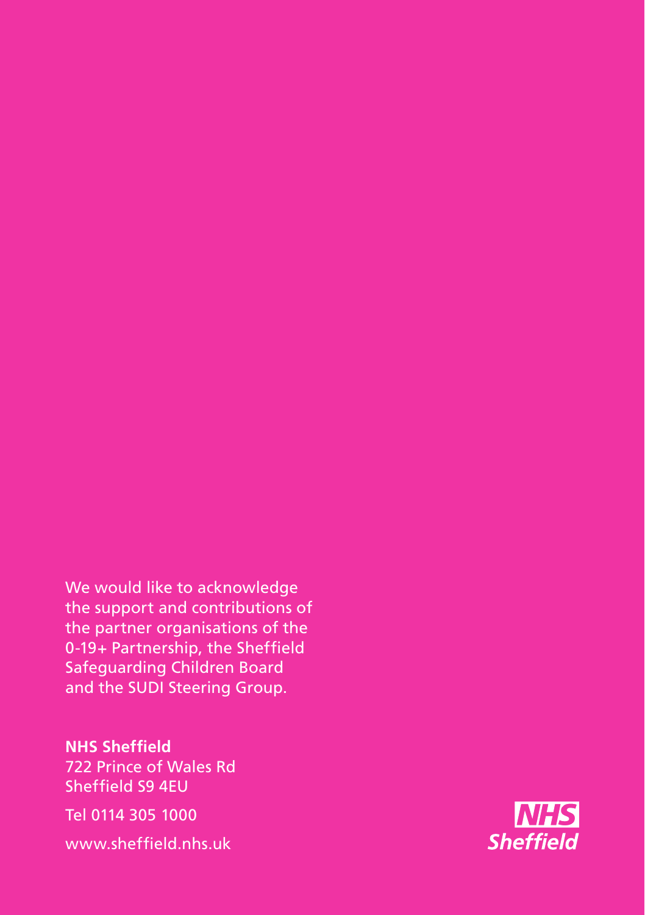We would like to acknowledge the support and contributions of the partner organisations of the 0-19+ Partnership, the Sheffield Safeguarding Children Board and the SUDI Steering Group.

**NHS Sheffield**
722 Prince of Wales Rd
Sheffield S9 4EU

Tel 0114 305 1000

www.sheffield.nhs.uk

NHS Sheffield